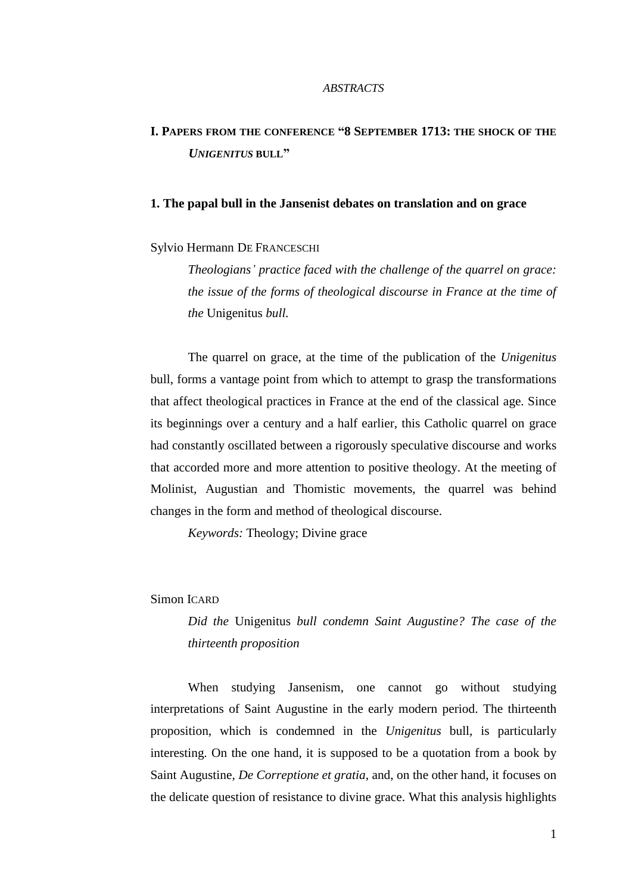*ABSTRACTS*

# I. Papers from the conference "8 September 1713: the shock of the *Unigenitus* bull"

## 1. The papal bull in the Jansenist debates on translation and on grace

Sylvio Hermann De Franceschi

*Theologians' practice faced with the challenge of the quarrel on grace: the issue of the forms of theological discourse in France at the time of the* Unigenitus *bull.*

The quarrel on grace, at the time of the publication of the *Unigenitus* bull, forms a vantage point from which to attempt to grasp the transformations that affect theological practices in France at the end of the classical age. Since its beginnings over a century and a half earlier, this Catholic quarrel on grace had constantly oscillated between a rigorously speculative discourse and works that accorded more and more attention to positive theology. At the meeting of Molinist, Augustian and Thomistic movements, the quarrel was behind changes in the form and method of theological discourse.

*Keywords:* Theology; Divine grace

Simon Icard

*Did the* Unigenitus *bull condemn Saint Augustine? The case of the thirteenth proposition*

When studying Jansenism, one cannot go without studying interpretations of Saint Augustine in the early modern period. The thirteenth proposition, which is condemned in the *Unigenitus* bull, is particularly interesting. On the one hand, it is supposed to be a quotation from a book by Saint Augustine, *De Correptione et gratia*, and, on the other hand, it focuses on the delicate question of resistance to divine grace. What this analysis highlights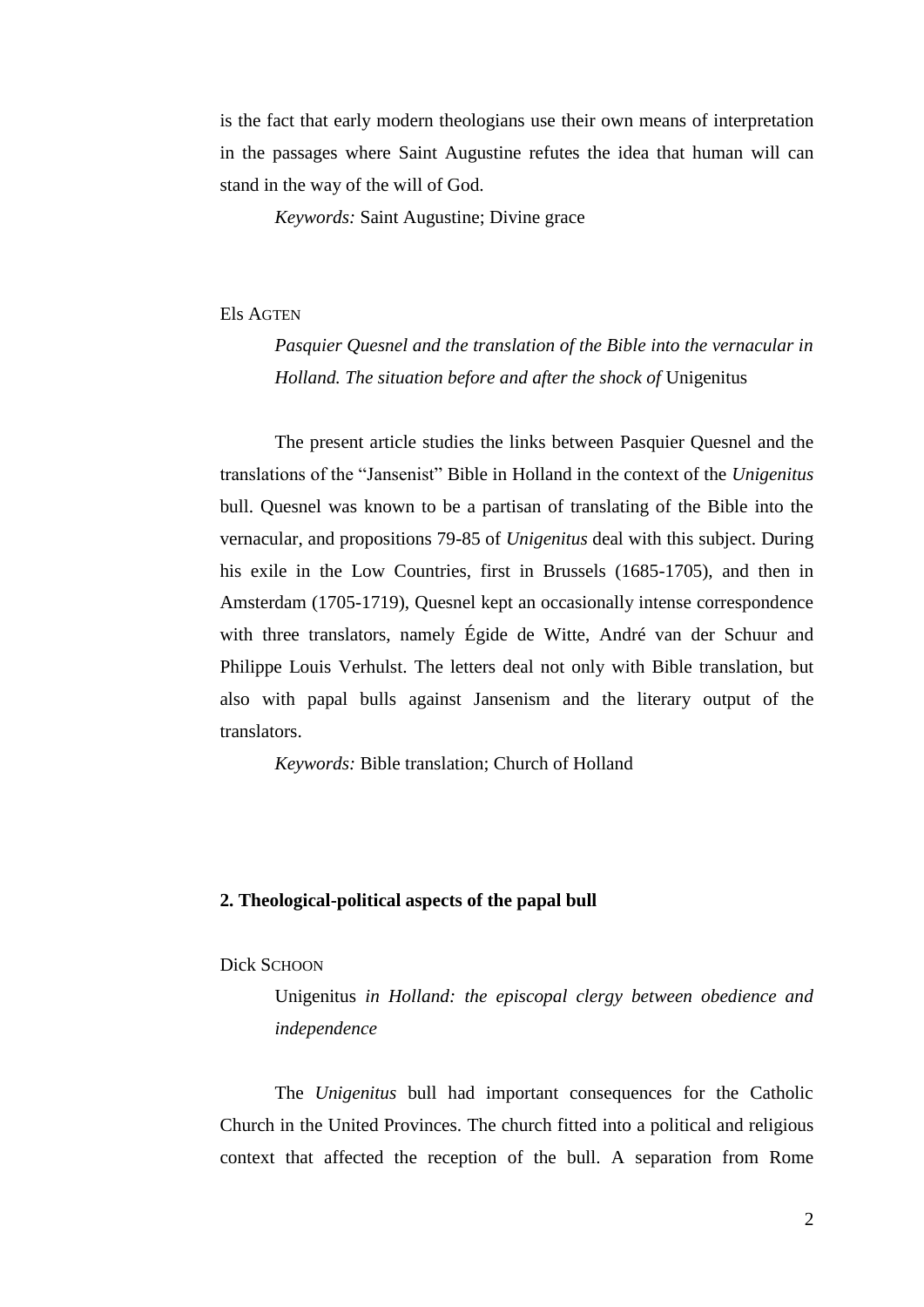is the fact that early modern theologians use their own means of interpretation in the passages where Saint Augustine refutes the idea that human will can stand in the way of the will of God.

*Keywords:* Saint Augustine; Divine grace

Els AGTEN

*Pasquier Quesnel and the translation of the Bible into the vernacular in Holland. The situation before and after the shock of* Unigenitus

The present article studies the links between Pasquier Quesnel and the translations of the "Jansenist" Bible in Holland in the context of the *Unigenitus* bull. Quesnel was known to be a partisan of translating of the Bible into the vernacular, and propositions 79-85 of *Unigenitus* deal with this subject. During his exile in the Low Countries, first in Brussels (1685-1705), and then in Amsterdam (1705-1719), Quesnel kept an occasionally intense correspondence with three translators, namely Égide de Witte, André van der Schuur and Philippe Louis Verhulst. The letters deal not only with Bible translation, but also with papal bulls against Jansenism and the literary output of the translators.

*Keywords:* Bible translation; Church of Holland

## 2. Theological-political aspects of the papal bull

Dick SCHOON

Unigenitus *in Holland: the episcopal clergy between obedience and independence*

The *Unigenitus* bull had important consequences for the Catholic Church in the United Provinces. The church fitted into a political and religious context that affected the reception of the bull. A separation from Rome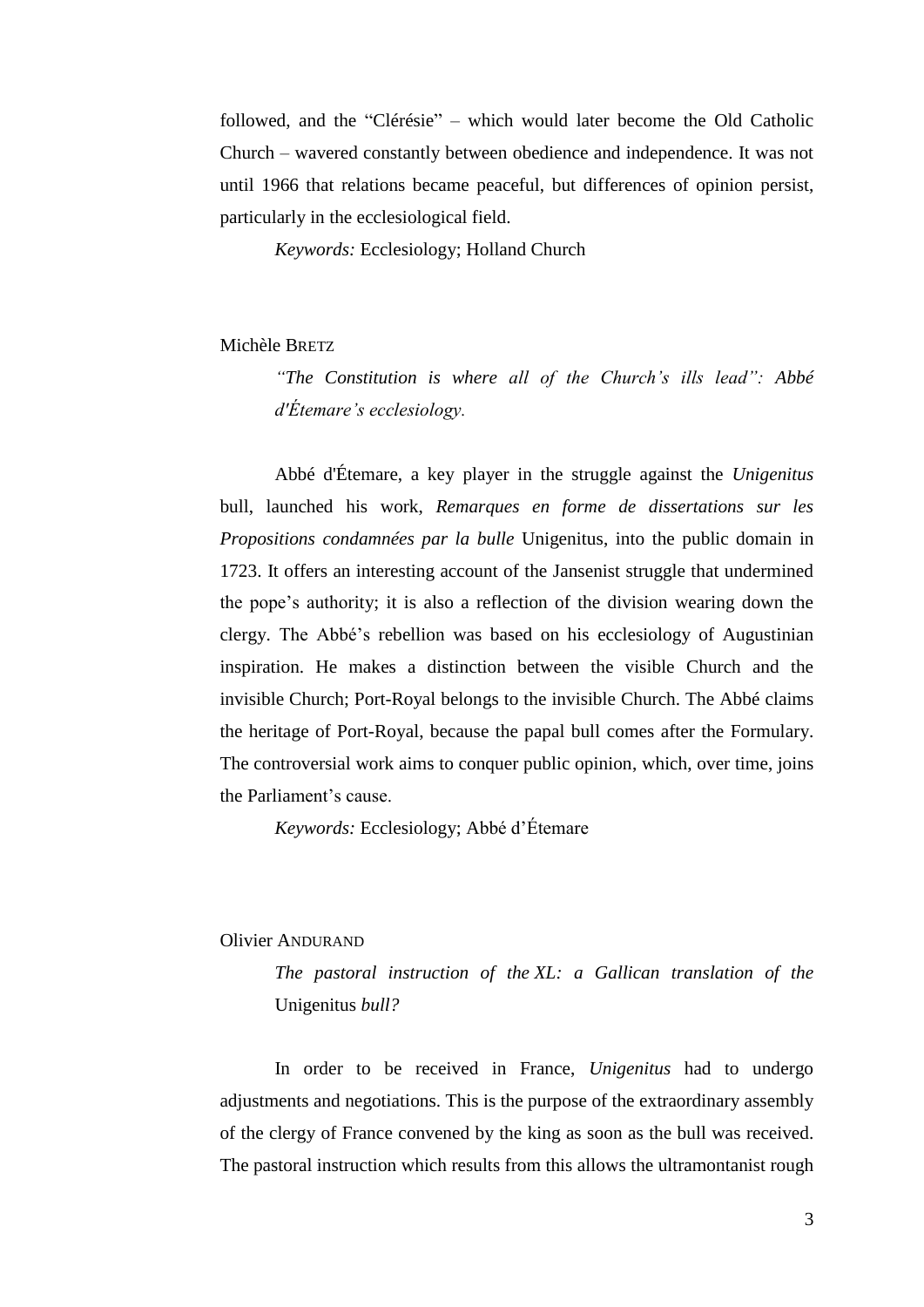followed, and the "Clérésie" – which would later become the Old Catholic Church – wavered constantly between obedience and independence. It was not until 1966 that relations became peaceful, but differences of opinion persist, particularly in the ecclesiological field.

*Keywords:* Ecclesiology; Holland Church

Michèle BRETZ

*"The Constitution is where all of the Church's ills lead": Abbé d'Étemare's ecclesiology.*

Abbé d'Étemare, a key player in the struggle against the *Unigenitus* bull, launched his work, *Remarques en forme de dissertations sur les Propositions condamnées par la bulle* Unigenitus, into the public domain in 1723. It offers an interesting account of the Jansenist struggle that undermined the pope's authority; it is also a reflection of the division wearing down the clergy. The Abbé's rebellion was based on his ecclesiology of Augustinian inspiration. He makes a distinction between the visible Church and the invisible Church; Port-Royal belongs to the invisible Church. The Abbé claims the heritage of Port-Royal, because the papal bull comes after the Formulary. The controversial work aims to conquer public opinion, which, over time, joins the Parliament's cause.

*Keywords:* Ecclesiology; Abbé d'Étemare

Olivier ANDURAND

*The pastoral instruction of the XL: a Gallican translation of the* Unigenitus *bull?*

In order to be received in France, *Unigenitus* had to undergo adjustments and negotiations. This is the purpose of the extraordinary assembly of the clergy of France convened by the king as soon as the bull was received. The pastoral instruction which results from this allows the ultramontanist rough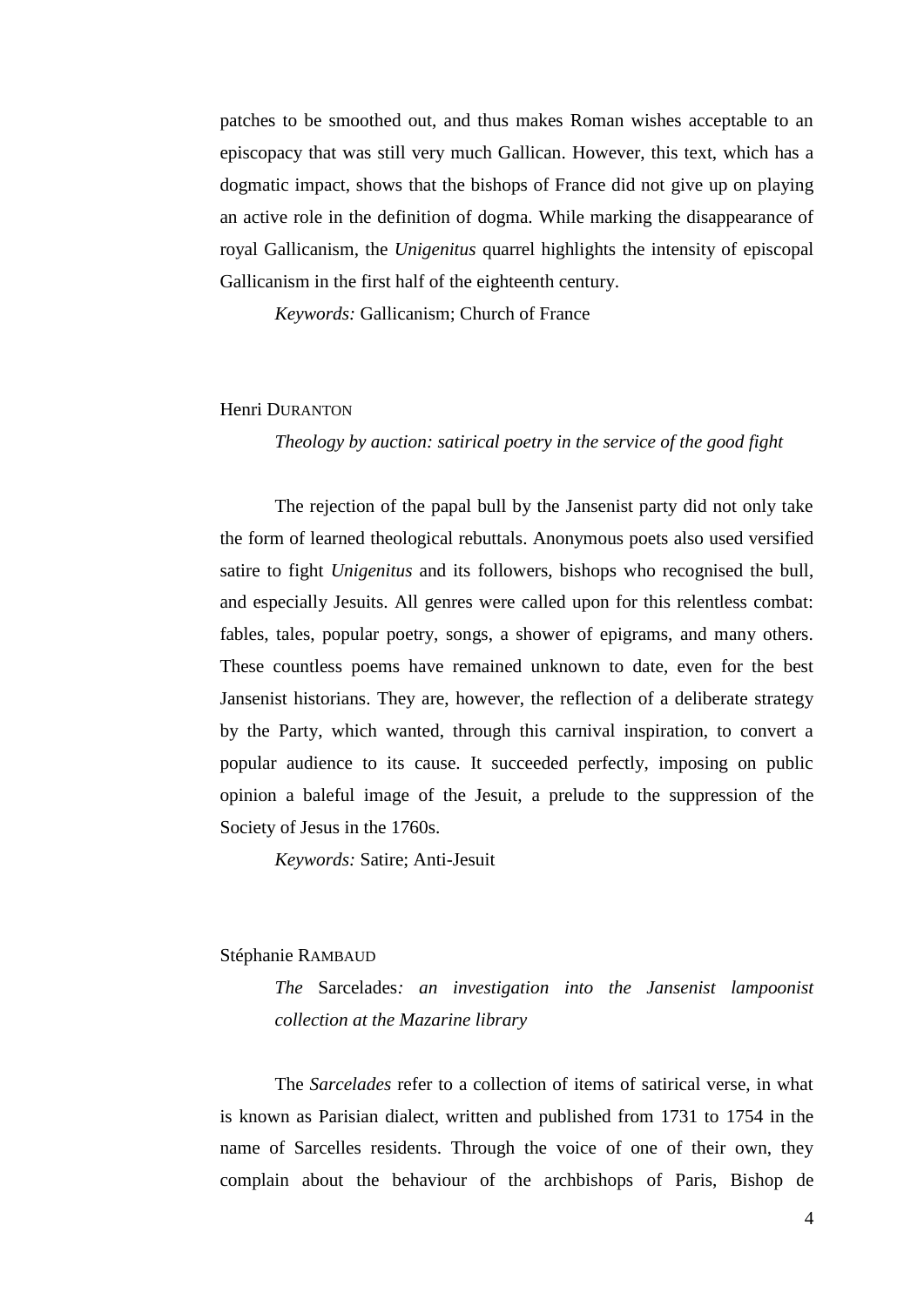patches to be smoothed out, and thus makes Roman wishes acceptable to an episcopacy that was still very much Gallican. However, this text, which has a dogmatic impact, shows that the bishops of France did not give up on playing an active role in the definition of dogma. While marking the disappearance of royal Gallicanism, the *Unigenitus* quarrel highlights the intensity of episcopal Gallicanism in the first half of the eighteenth century.

*Keywords:* Gallicanism; Church of France

Henri DURANTON

*Theology by auction: satirical poetry in the service of the good fight*

The rejection of the papal bull by the Jansenist party did not only take the form of learned theological rebuttals. Anonymous poets also used versified satire to fight *Unigenitus* and its followers, bishops who recognised the bull, and especially Jesuits. All genres were called upon for this relentless combat: fables, tales, popular poetry, songs, a shower of epigrams, and many others. These countless poems have remained unknown to date, even for the best Jansenist historians. They are, however, the reflection of a deliberate strategy by the Party, which wanted, through this carnival inspiration, to convert a popular audience to its cause. It succeeded perfectly, imposing on public opinion a baleful image of the Jesuit, a prelude to the suppression of the Society of Jesus in the 1760s.

*Keywords:* Satire; Anti-Jesuit

Stéphanie RAMBAUD

*The* Sarcelades*: an investigation into the Jansenist lampoonist collection at the Mazarine library*

The *Sarcelades* refer to a collection of items of satirical verse, in what is known as Parisian dialect, written and published from 1731 to 1754 in the name of Sarcelles residents. Through the voice of one of their own, they complain about the behaviour of the archbishops of Paris, Bishop de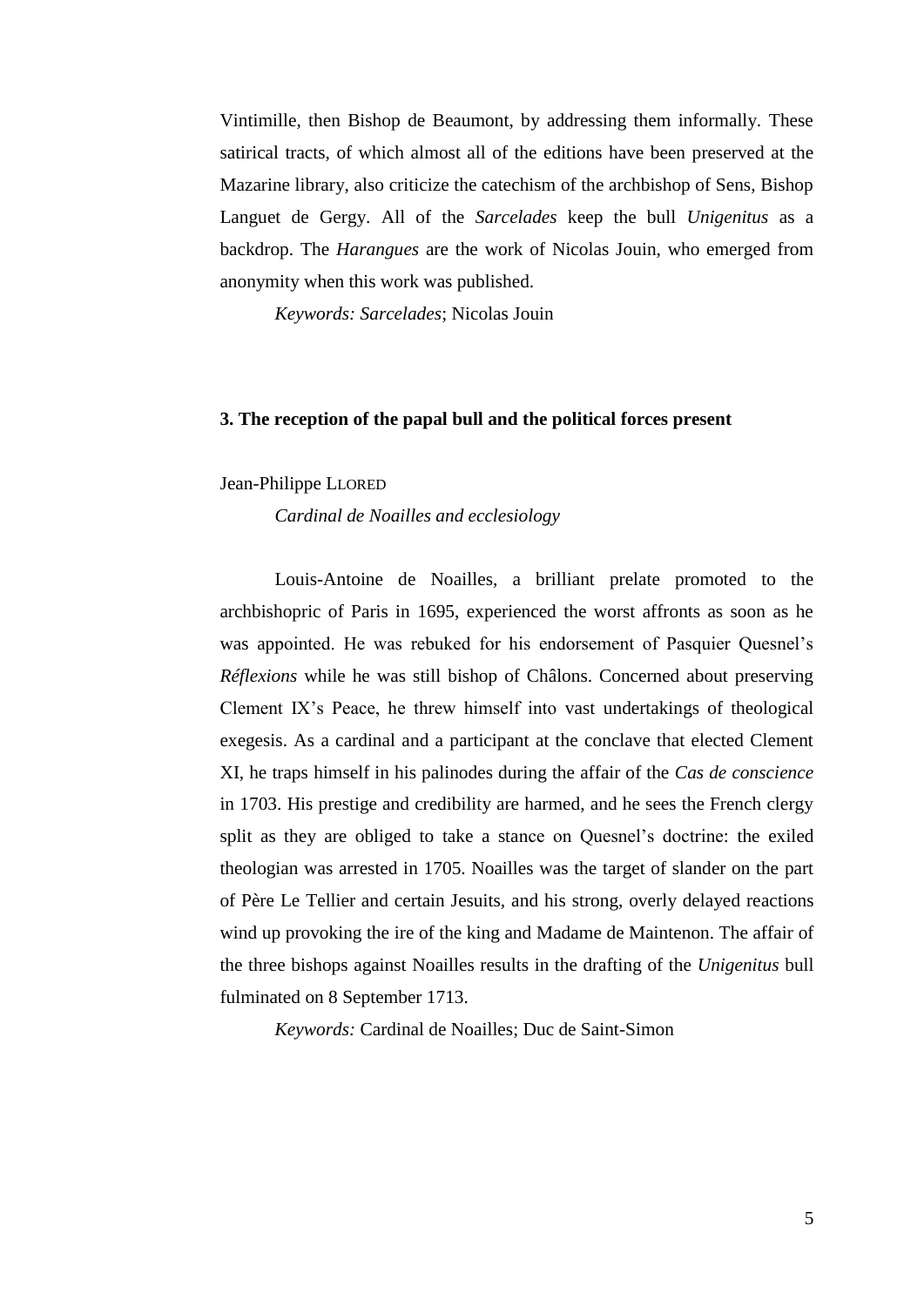Vintimille, then Bishop de Beaumont, by addressing them informally. These satirical tracts, of which almost all of the editions have been preserved at the Mazarine library, also criticize the catechism of the archbishop of Sens, Bishop Languet de Gergy. All of the *Sarcelades* keep the bull *Unigenitus* as a backdrop. The *Harangues* are the work of Nicolas Jouin, who emerged from anonymity when this work was published.

*Keywords: Sarcelades*; Nicolas Jouin

## 3. The reception of the papal bull and the political forces present

Jean-Philippe LLORED

*Cardinal de Noailles and ecclesiology*

Louis-Antoine de Noailles, a brilliant prelate promoted to the archbishopric of Paris in 1695, experienced the worst affronts as soon as he was appointed. He was rebuked for his endorsement of Pasquier Quesnel's *Réflexions* while he was still bishop of Châlons. Concerned about preserving Clement IX's Peace, he threw himself into vast undertakings of theological exegesis. As a cardinal and a participant at the conclave that elected Clement XI, he traps himself in his palinodes during the affair of the *Cas de conscience* in 1703. His prestige and credibility are harmed, and he sees the French clergy split as they are obliged to take a stance on Quesnel's doctrine: the exiled theologian was arrested in 1705. Noailles was the target of slander on the part of Père Le Tellier and certain Jesuits, and his strong, overly delayed reactions wind up provoking the ire of the king and Madame de Maintenon. The affair of the three bishops against Noailles results in the drafting of the *Unigenitus* bull fulminated on 8 September 1713.

*Keywords:* Cardinal de Noailles; Duc de Saint-Simon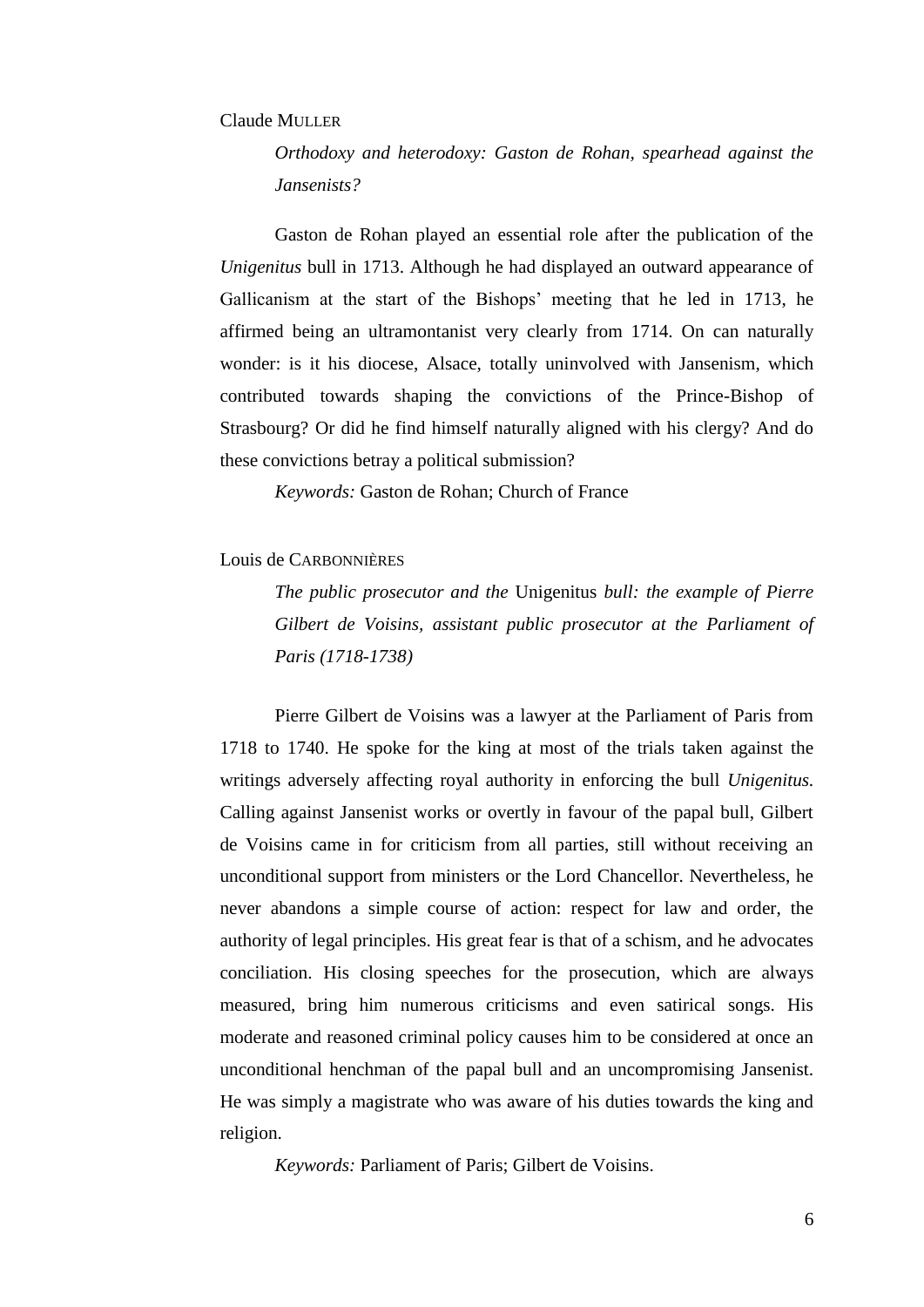Claude MULLER

*Orthodoxy and heterodoxy: Gaston de Rohan, spearhead against the Jansenists?*

Gaston de Rohan played an essential role after the publication of the *Unigenitus* bull in 1713. Although he had displayed an outward appearance of Gallicanism at the start of the Bishops' meeting that he led in 1713, he affirmed being an ultramontanist very clearly from 1714. On can naturally wonder: is it his diocese, Alsace, totally uninvolved with Jansenism, which contributed towards shaping the convictions of the Prince-Bishop of Strasbourg? Or did he find himself naturally aligned with his clergy? And do these convictions betray a political submission?

*Keywords:* Gaston de Rohan; Church of France

Louis de CARBONNIÈRES

*The public prosecutor and the* Unigenitus *bull: the example of Pierre Gilbert de Voisins, assistant public prosecutor at the Parliament of Paris (1718-1738)*

Pierre Gilbert de Voisins was a lawyer at the Parliament of Paris from 1718 to 1740. He spoke for the king at most of the trials taken against the writings adversely affecting royal authority in enforcing the bull *Unigenitus.* Calling against Jansenist works or overtly in favour of the papal bull, Gilbert de Voisins came in for criticism from all parties, still without receiving an unconditional support from ministers or the Lord Chancellor. Nevertheless, he never abandons a simple course of action: respect for law and order, the authority of legal principles. His great fear is that of a schism, and he advocates conciliation. His closing speeches for the prosecution, which are always measured, bring him numerous criticisms and even satirical songs. His moderate and reasoned criminal policy causes him to be considered at once an unconditional henchman of the papal bull and an uncompromising Jansenist. He was simply a magistrate who was aware of his duties towards the king and religion.

*Keywords:* Parliament of Paris; Gilbert de Voisins.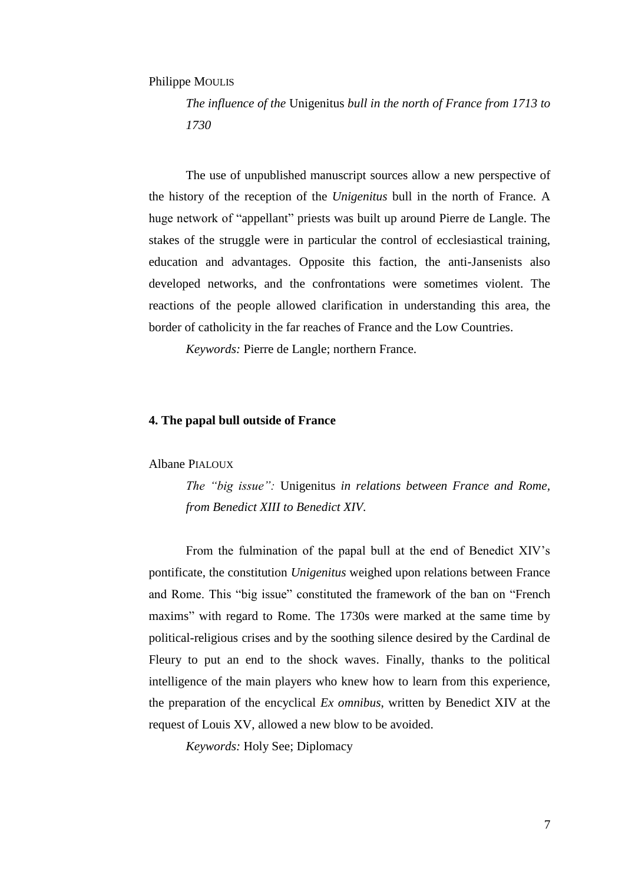Philippe MOULIS

*The influence of the* Unigenitus *bull in the north of France from 1713 to 1730*

The use of unpublished manuscript sources allow a new perspective of the history of the reception of the *Unigenitus* bull in the north of France. A huge network of "appellant" priests was built up around Pierre de Langle. The stakes of the struggle were in particular the control of ecclesiastical training, education and advantages. Opposite this faction, the anti-Jansenists also developed networks, and the confrontations were sometimes violent. The reactions of the people allowed clarification in understanding this area, the border of catholicity in the far reaches of France and the Low Countries.

*Keywords:* Pierre de Langle; northern France.

## 4. The papal bull outside of France

Albane PIALOUX

*The "big issue":* Unigenitus *in relations between France and Rome, from Benedict XIII to Benedict XIV.*

From the fulmination of the papal bull at the end of Benedict XIV's pontificate, the constitution *Unigenitus* weighed upon relations between France and Rome. This "big issue" constituted the framework of the ban on "French maxims" with regard to Rome. The 1730s were marked at the same time by political-religious crises and by the soothing silence desired by the Cardinal de Fleury to put an end to the shock waves. Finally, thanks to the political intelligence of the main players who knew how to learn from this experience, the preparation of the encyclical *Ex omnibus*, written by Benedict XIV at the request of Louis XV, allowed a new blow to be avoided.

*Keywords:* Holy See; Diplomacy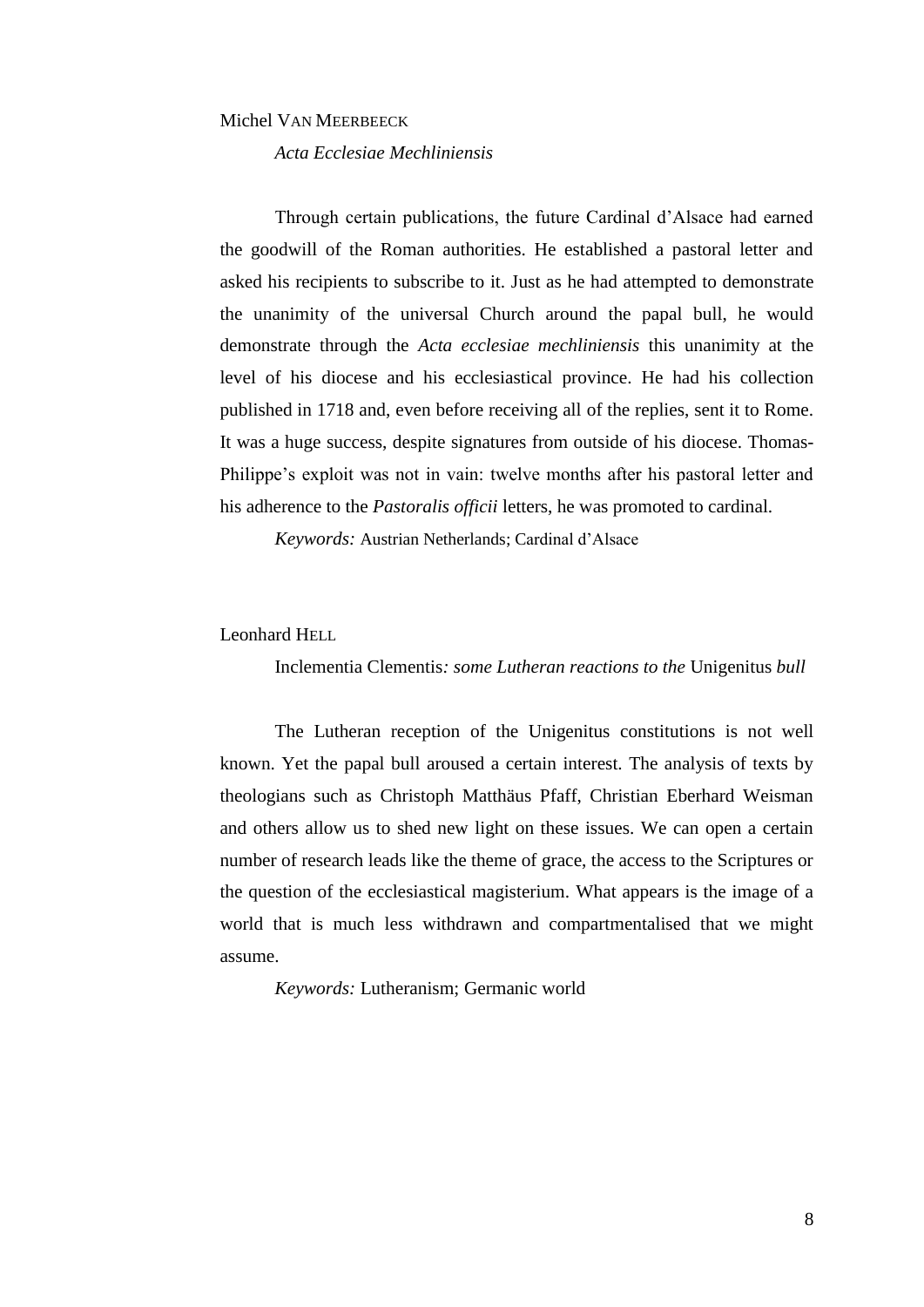Michel Van Meerbeeck

*Acta Ecclesiae Mechliniensis*

Through certain publications, the future Cardinal d'Alsace had earned the goodwill of the Roman authorities. He established a pastoral letter and asked his recipients to subscribe to it. Just as he had attempted to demonstrate the unanimity of the universal Church around the papal bull, he would demonstrate through the *Acta ecclesiae mechliniensis* this unanimity at the level of his diocese and his ecclesiastical province. He had his collection published in 1718 and, even before receiving all of the replies, sent it to Rome. It was a huge success, despite signatures from outside of his diocese. Thomas-Philippe's exploit was not in vain: twelve months after his pastoral letter and his adherence to the *Pastoralis officii* letters, he was promoted to cardinal.

*Keywords:* Austrian Netherlands; Cardinal d'Alsace

Leonhard Hell

Inclementia Clementis*: some Lutheran reactions to the* Unigenitus *bull*

The Lutheran reception of the Unigenitus constitutions is not well known. Yet the papal bull aroused a certain interest. The analysis of texts by theologians such as Christoph Matthäus Pfaff, Christian Eberhard Weisman and others allow us to shed new light on these issues. We can open a certain number of research leads like the theme of grace, the access to the Scriptures or the question of the ecclesiastical magisterium. What appears is the image of a world that is much less withdrawn and compartmentalised that we might assume.

*Keywords:* Lutheranism; Germanic world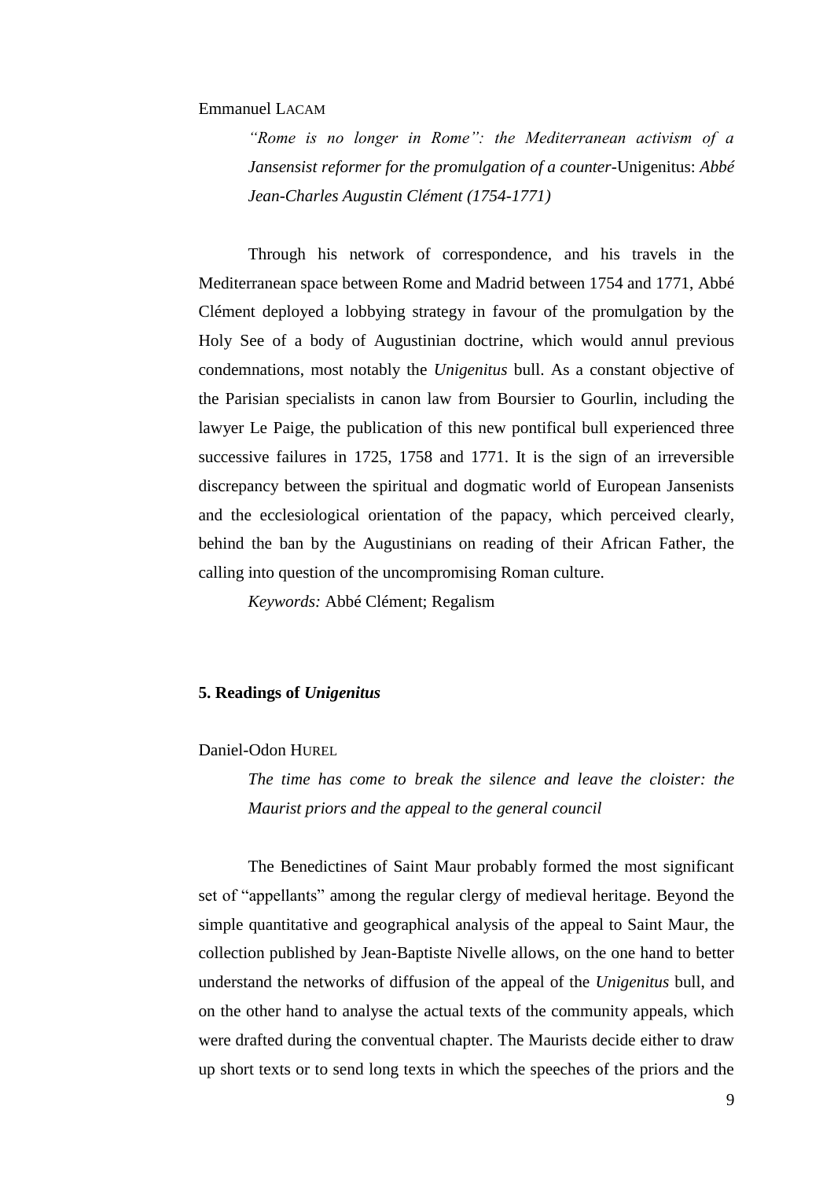Emmanuel LACAM

*"Rome is no longer in Rome": the Mediterranean activism of a Jansensist reformer for the promulgation of a counter-*Unigenitus: *Abbé Jean-Charles Augustin Clément (1754-1771)*

Through his network of correspondence, and his travels in the Mediterranean space between Rome and Madrid between 1754 and 1771, Abbé Clément deployed a lobbying strategy in favour of the promulgation by the Holy See of a body of Augustinian doctrine, which would annul previous condemnations, most notably the *Unigenitus* bull. As a constant objective of the Parisian specialists in canon law from Boursier to Gourlin, including the lawyer Le Paige, the publication of this new pontifical bull experienced three successive failures in 1725, 1758 and 1771. It is the sign of an irreversible discrepancy between the spiritual and dogmatic world of European Jansenists and the ecclesiological orientation of the papacy, which perceived clearly, behind the ban by the Augustinians on reading of their African Father, the calling into question of the uncompromising Roman culture.

*Keywords:* Abbé Clément; Regalism

## 5. Readings of *Unigenitus*

Daniel-Odon HUREL

*The time has come to break the silence and leave the cloister: the Maurist priors and the appeal to the general council*

The Benedictines of Saint Maur probably formed the most significant set of "appellants" among the regular clergy of medieval heritage. Beyond the simple quantitative and geographical analysis of the appeal to Saint Maur, the collection published by Jean-Baptiste Nivelle allows, on the one hand to better understand the networks of diffusion of the appeal of the *Unigenitus* bull, and on the other hand to analyse the actual texts of the community appeals, which were drafted during the conventual chapter. The Maurists decide either to draw up short texts or to send long texts in which the speeches of the priors and the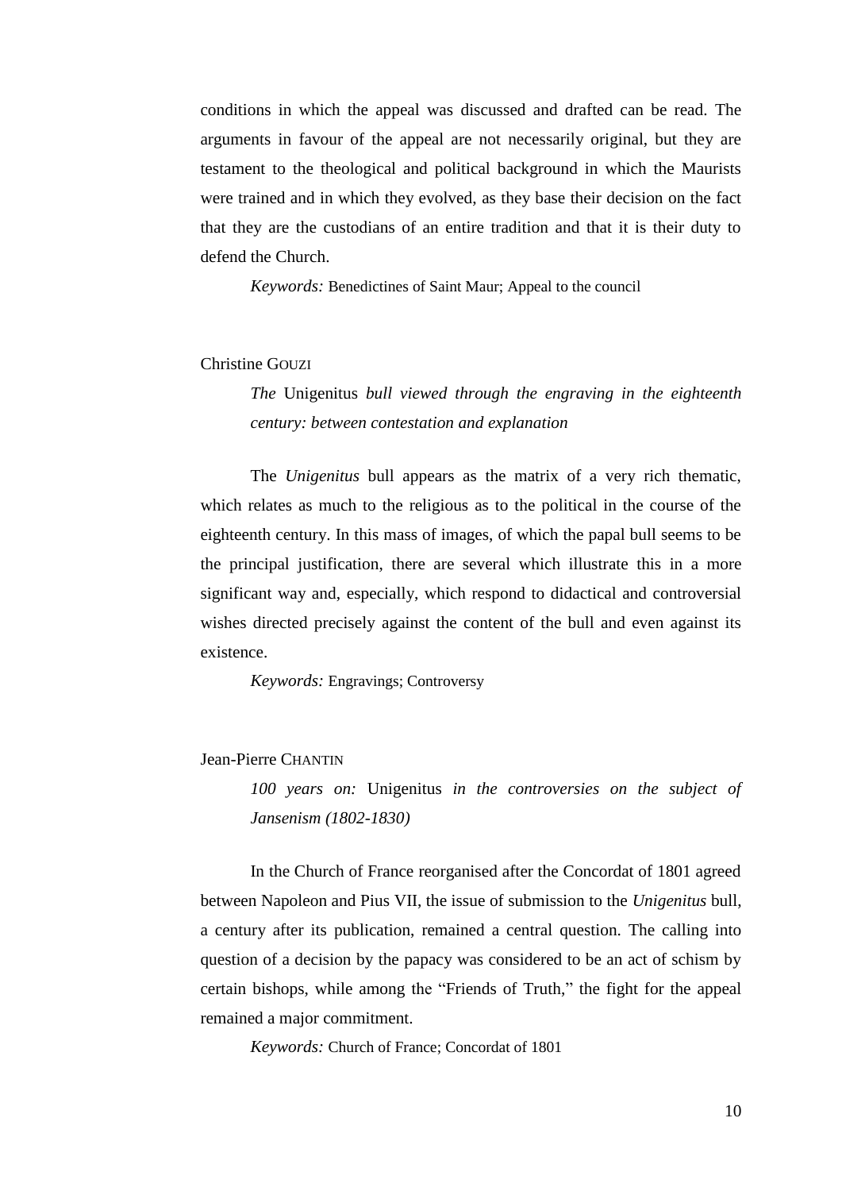conditions in which the appeal was discussed and drafted can be read. The arguments in favour of the appeal are not necessarily original, but they are testament to the theological and political background in which the Maurists were trained and in which they evolved, as they base their decision on the fact that they are the custodians of an entire tradition and that it is their duty to defend the Church.

*Keywords:* Benedictines of Saint Maur; Appeal to the council

Christine GOUZI

*The* Unigenitus *bull viewed through the engraving in the eighteenth century: between contestation and explanation*

The *Unigenitus* bull appears as the matrix of a very rich thematic, which relates as much to the religious as to the political in the course of the eighteenth century. In this mass of images, of which the papal bull seems to be the principal justification, there are several which illustrate this in a more significant way and, especially, which respond to didactical and controversial wishes directed precisely against the content of the bull and even against its existence.

*Keywords:* Engravings; Controversy

Jean-Pierre CHANTIN

*100 years on:* Unigenitus *in the controversies on the subject of Jansenism (1802-1830)*

In the Church of France reorganised after the Concordat of 1801 agreed between Napoleon and Pius VII, the issue of submission to the *Unigenitus* bull, a century after its publication, remained a central question. The calling into question of a decision by the papacy was considered to be an act of schism by certain bishops, while among the "Friends of Truth," the fight for the appeal remained a major commitment.

*Keywords:* Church of France; Concordat of 1801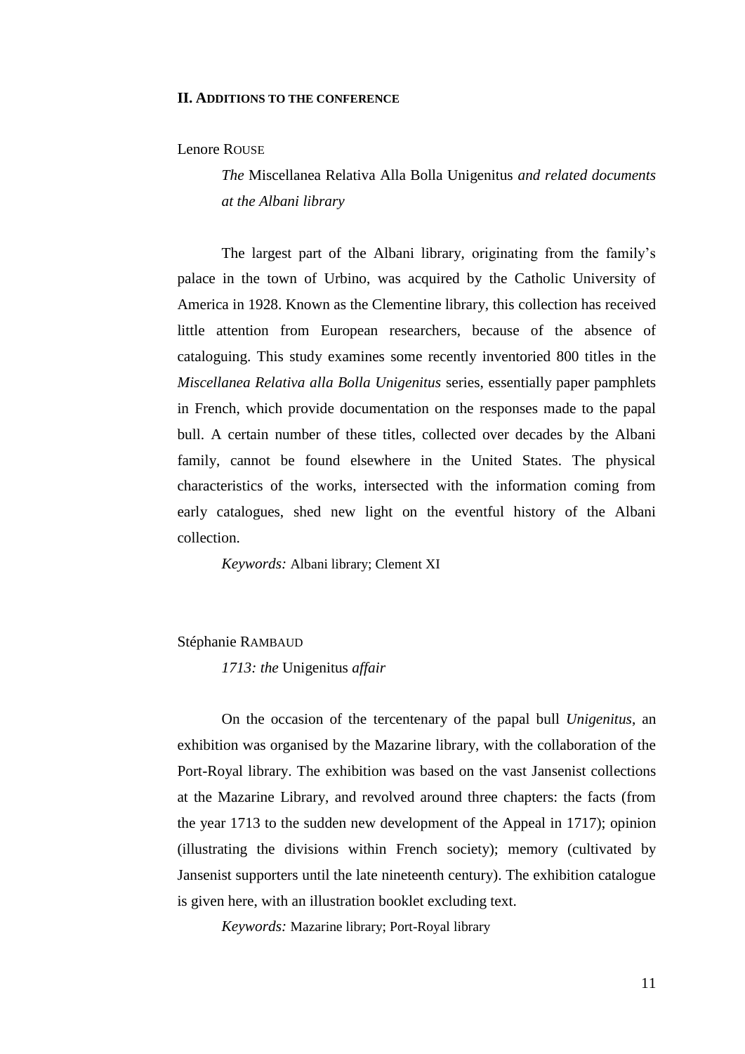## II. Additions to the conference

Lenore Rouse

*The* Miscellanea Relativa Alla Bolla Unigenitus *and related documents at the Albani library*

The largest part of the Albani library, originating from the family's palace in the town of Urbino, was acquired by the Catholic University of America in 1928. Known as the Clementine library, this collection has received little attention from European researchers, because of the absence of cataloguing. This study examines some recently inventoried 800 titles in the *Miscellanea Relativa alla Bolla Unigenitus* series, essentially paper pamphlets in French, which provide documentation on the responses made to the papal bull. A certain number of these titles, collected over decades by the Albani family, cannot be found elsewhere in the United States. The physical characteristics of the works, intersected with the information coming from early catalogues, shed new light on the eventful history of the Albani collection.

*Keywords:* Albani library; Clement XI

Stéphanie Rambaud

*1713: the* Unigenitus *affair*

On the occasion of the tercentenary of the papal bull *Unigenitus*, an exhibition was organised by the Mazarine library, with the collaboration of the Port-Royal library. The exhibition was based on the vast Jansenist collections at the Mazarine Library, and revolved around three chapters: the facts (from the year 1713 to the sudden new development of the Appeal in 1717); opinion (illustrating the divisions within French society); memory (cultivated by Jansenist supporters until the late nineteenth century). The exhibition catalogue is given here, with an illustration booklet excluding text.

*Keywords:* Mazarine library; Port-Royal library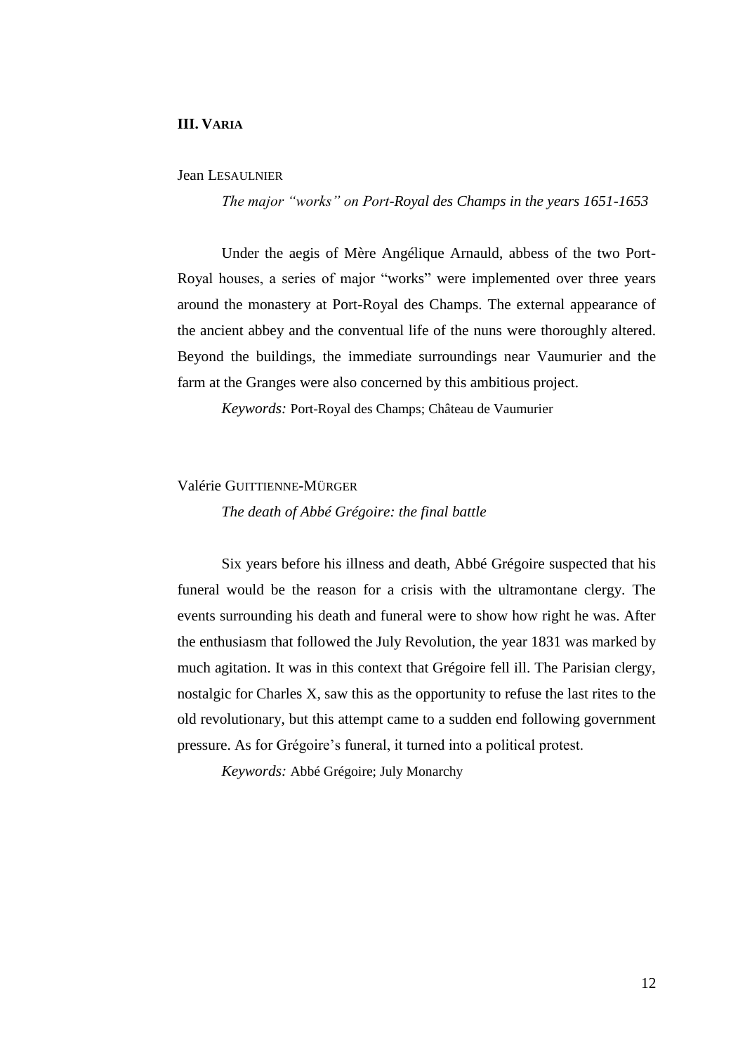## III. VARIA

Jean LESAULNIER

*The major "works" on Port-Royal des Champs in the years 1651-1653*

Under the aegis of Mère Angélique Arnauld, abbess of the two Port-Royal houses, a series of major "works" were implemented over three years around the monastery at Port-Royal des Champs. The external appearance of the ancient abbey and the conventual life of the nuns were thoroughly altered. Beyond the buildings, the immediate surroundings near Vaumurier and the farm at the Granges were also concerned by this ambitious project.

*Keywords:* Port-Royal des Champs; Château de Vaumurier

Valérie GUITTIENNE-MÜRGER

*The death of Abbé Grégoire: the final battle*

Six years before his illness and death, Abbé Grégoire suspected that his funeral would be the reason for a crisis with the ultramontane clergy. The events surrounding his death and funeral were to show how right he was. After the enthusiasm that followed the July Revolution, the year 1831 was marked by much agitation. It was in this context that Grégoire fell ill. The Parisian clergy, nostalgic for Charles X, saw this as the opportunity to refuse the last rites to the old revolutionary, but this attempt came to a sudden end following government pressure. As for Grégoire's funeral, it turned into a political protest.

*Keywords:* Abbé Grégoire; July Monarchy